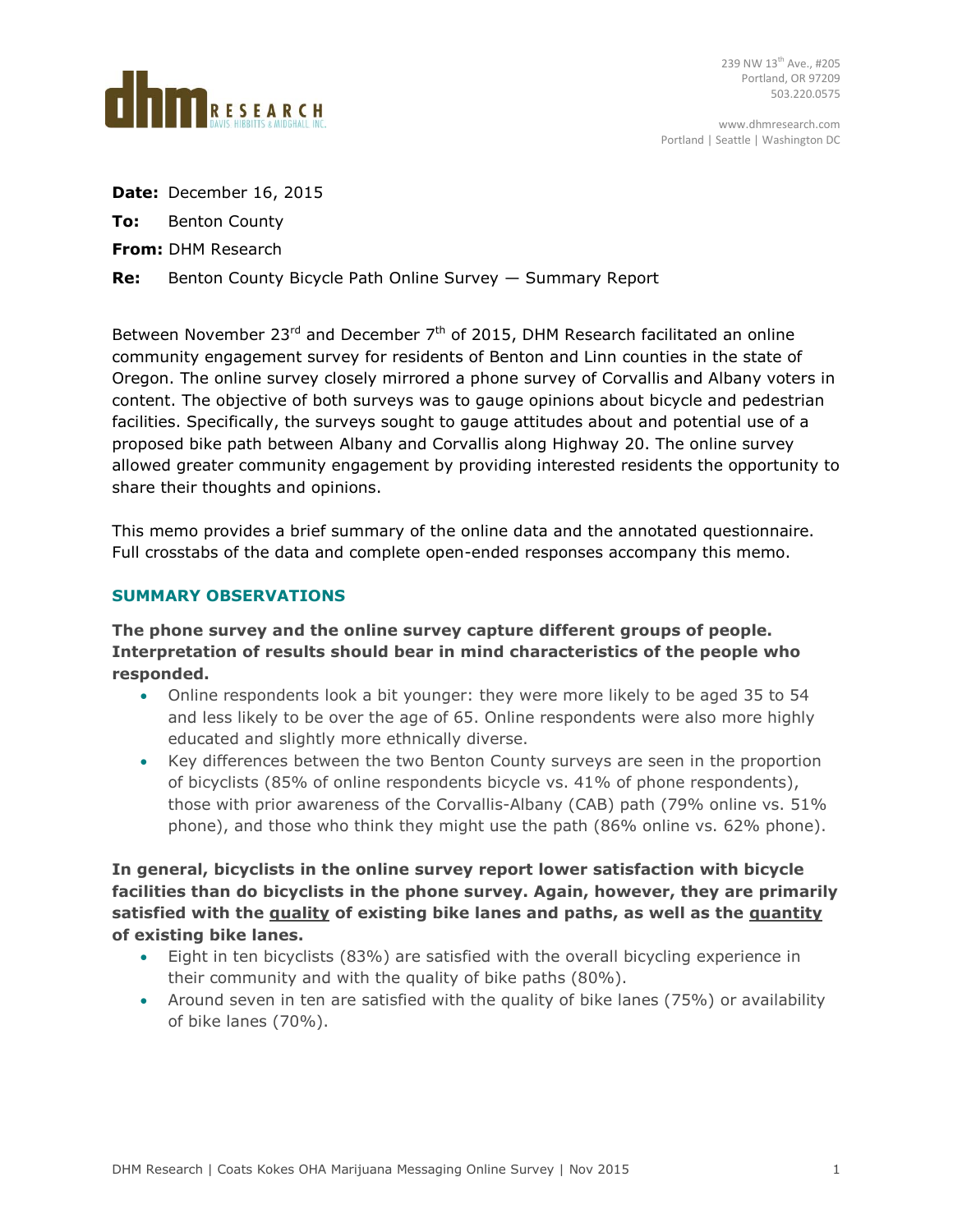dhm RESEARCH
DAVIS HIBBITTS & MIDGHALL, INC.

239 NW 13th Ave., #205
Portland, OR 97209
503.220.0575

www.dhmresearch.com
Portland | Seattle | Washington DC

**Date:** December 16, 2015

**To:** Benton County

**From:** DHM Research

**Re:** Benton County Bicycle Path Online Survey — Summary Report

Between November 23rd and December 7th of 2015, DHM Research facilitated an online community engagement survey for residents of Benton and Linn counties in the state of Oregon. The online survey closely mirrored a phone survey of Corvallis and Albany voters in content. The objective of both surveys was to gauge opinions about bicycle and pedestrian facilities. Specifically, the surveys sought to gauge attitudes about and potential use of a proposed bike path between Albany and Corvallis along Highway 20. The online survey allowed greater community engagement by providing interested residents the opportunity to share their thoughts and opinions.

This memo provides a brief summary of the online data and the annotated questionnaire. Full crosstabs of the data and complete open-ended responses accompany this memo.

## SUMMARY OBSERVATIONS

**The phone survey and the online survey capture different groups of people. Interpretation of results should bear in mind characteristics of the people who responded.**

- Online respondents look a bit younger: they were more likely to be aged 35 to 54 and less likely to be over the age of 65. Online respondents were also more highly educated and slightly more ethnically diverse.
- Key differences between the two Benton County surveys are seen in the proportion of bicyclists (85% of online respondents bicycle vs. 41% of phone respondents), those with prior awareness of the Corvallis-Albany (CAB) path (79% online vs. 51% phone), and those who think they might use the path (86% online vs. 62% phone).

**In general, bicyclists in the online survey report lower satisfaction with bicycle facilities than do bicyclists in the phone survey. Again, however, they are primarily satisfied with the <u>quality</u> of existing bike lanes and paths, as well as the <u>quantity</u> of existing bike lanes.**

- Eight in ten bicyclists (83%) are satisfied with the overall bicycling experience in their community and with the quality of bike paths (80%).
- Around seven in ten are satisfied with the quality of bike lanes (75%) or availability of bike lanes (70%).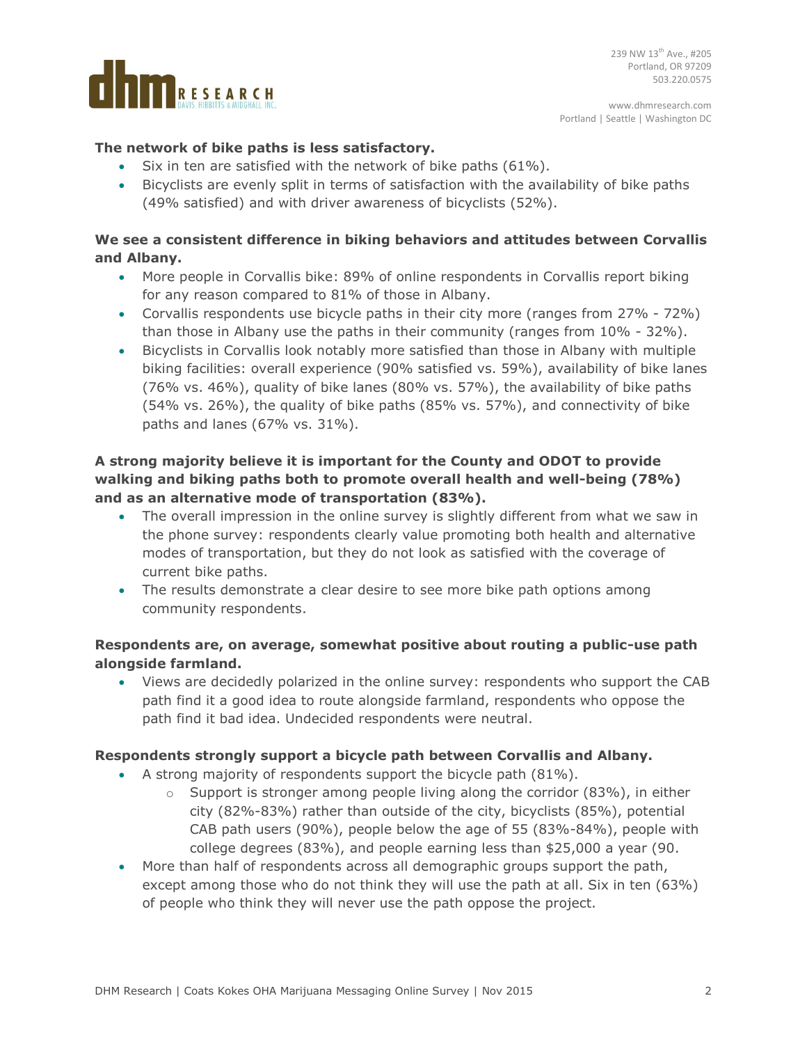**The network of bike paths is less satisfactory.**

- Six in ten are satisfied with the network of bike paths (61%).
- Bicyclists are evenly split in terms of satisfaction with the availability of bike paths (49% satisfied) and with driver awareness of bicyclists (52%).

**We see a consistent difference in biking behaviors and attitudes between Corvallis and Albany.**

- More people in Corvallis bike: 89% of online respondents in Corvallis report biking for any reason compared to 81% of those in Albany.
- Corvallis respondents use bicycle paths in their city more (ranges from 27% - 72%) than those in Albany use the paths in their community (ranges from 10% - 32%).
- Bicyclists in Corvallis look notably more satisfied than those in Albany with multiple biking facilities: overall experience (90% satisfied vs. 59%), availability of bike lanes (76% vs. 46%), quality of bike lanes (80% vs. 57%), the availability of bike paths (54% vs. 26%), the quality of bike paths (85% vs. 57%), and connectivity of bike paths and lanes (67% vs. 31%).

**A strong majority believe it is important for the County and ODOT to provide walking and biking paths both to promote overall health and well-being (78%) and as an alternative mode of transportation (83%).**

- The overall impression in the online survey is slightly different from what we saw in the phone survey: respondents clearly value promoting both health and alternative modes of transportation, but they do not look as satisfied with the coverage of current bike paths.
- The results demonstrate a clear desire to see more bike path options among community respondents.

**Respondents are, on average, somewhat positive about routing a public-use path alongside farmland.**

- Views are decidedly polarized in the online survey: respondents who support the CAB path find it a good idea to route alongside farmland, respondents who oppose the path find it bad idea. Undecided respondents were neutral.

**Respondents strongly support a bicycle path between Corvallis and Albany.**

- A strong majority of respondents support the bicycle path (81%).
  - Support is stronger among people living along the corridor (83%), in either city (82%-83%) rather than outside of the city, bicyclists (85%), potential CAB path users (90%), people below the age of 55 (83%-84%), people with college degrees (83%), and people earning less than $25,000 a year (90.
- More than half of respondents across all demographic groups support the path, except among those who do not think they will use the path at all. Six in ten (63%) of people who think they will never use the path oppose the project.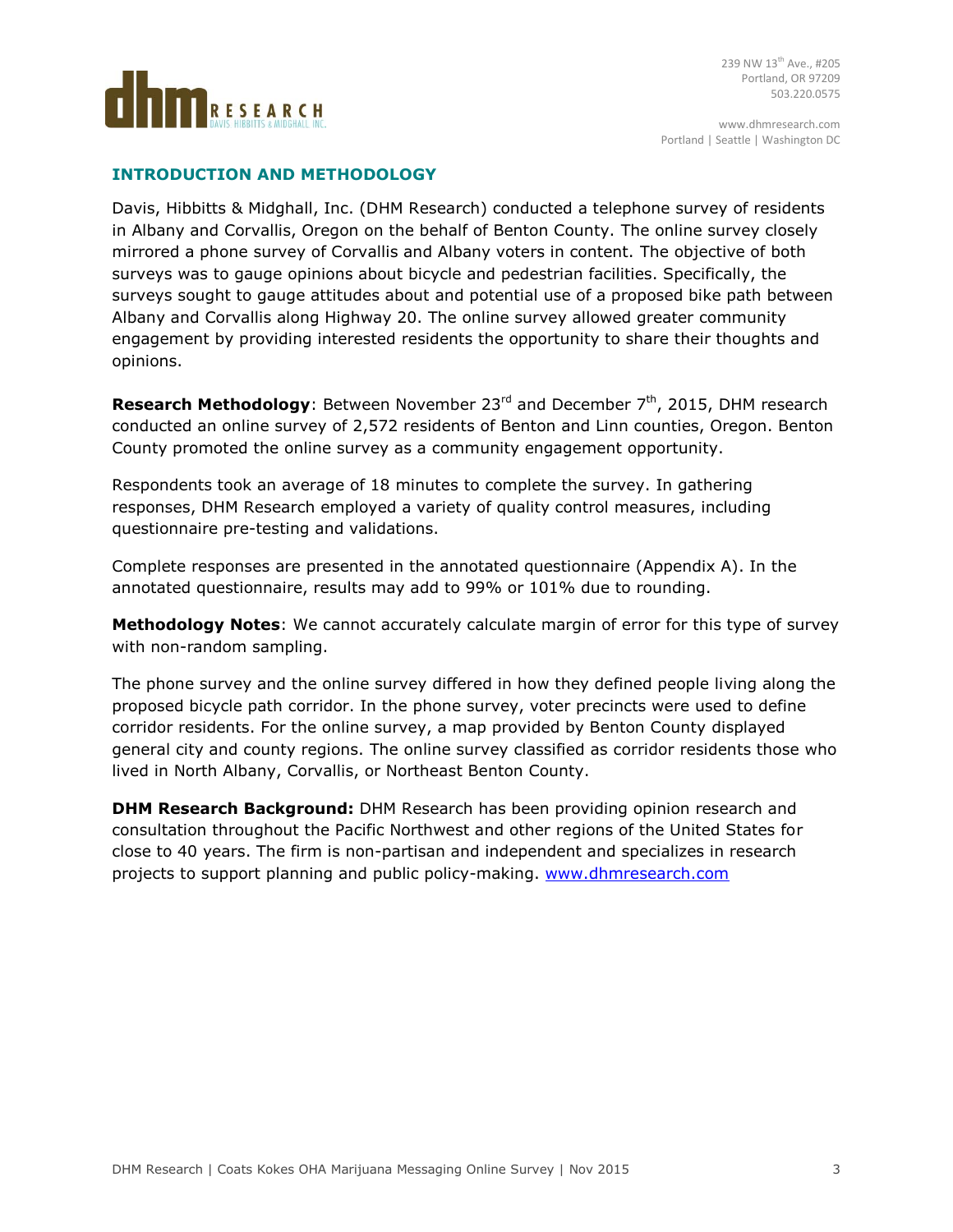## INTRODUCTION AND METHODOLOGY

Davis, Hibbitts & Midghall, Inc. (DHM Research) conducted a telephone survey of residents in Albany and Corvallis, Oregon on the behalf of Benton County. The online survey closely mirrored a phone survey of Corvallis and Albany voters in content. The objective of both surveys was to gauge opinions about bicycle and pedestrian facilities. Specifically, the surveys sought to gauge attitudes about and potential use of a proposed bike path between Albany and Corvallis along Highway 20. The online survey allowed greater community engagement by providing interested residents the opportunity to share their thoughts and opinions.

**Research Methodology**: Between November 23rd and December 7th, 2015, DHM research conducted an online survey of 2,572 residents of Benton and Linn counties, Oregon. Benton County promoted the online survey as a community engagement opportunity.

Respondents took an average of 18 minutes to complete the survey. In gathering responses, DHM Research employed a variety of quality control measures, including questionnaire pre-testing and validations.

Complete responses are presented in the annotated questionnaire (Appendix A). In the annotated questionnaire, results may add to 99% or 101% due to rounding.

**Methodology Notes**: We cannot accurately calculate margin of error for this type of survey with non-random sampling.

The phone survey and the online survey differed in how they defined people living along the proposed bicycle path corridor. In the phone survey, voter precincts were used to define corridor residents. For the online survey, a map provided by Benton County displayed general city and county regions. The online survey classified as corridor residents those who lived in North Albany, Corvallis, or Northeast Benton County.

**DHM Research Background:** DHM Research has been providing opinion research and consultation throughout the Pacific Northwest and other regions of the United States for close to 40 years. The firm is non-partisan and independent and specializes in research projects to support planning and public policy-making. www.dhmresearch.com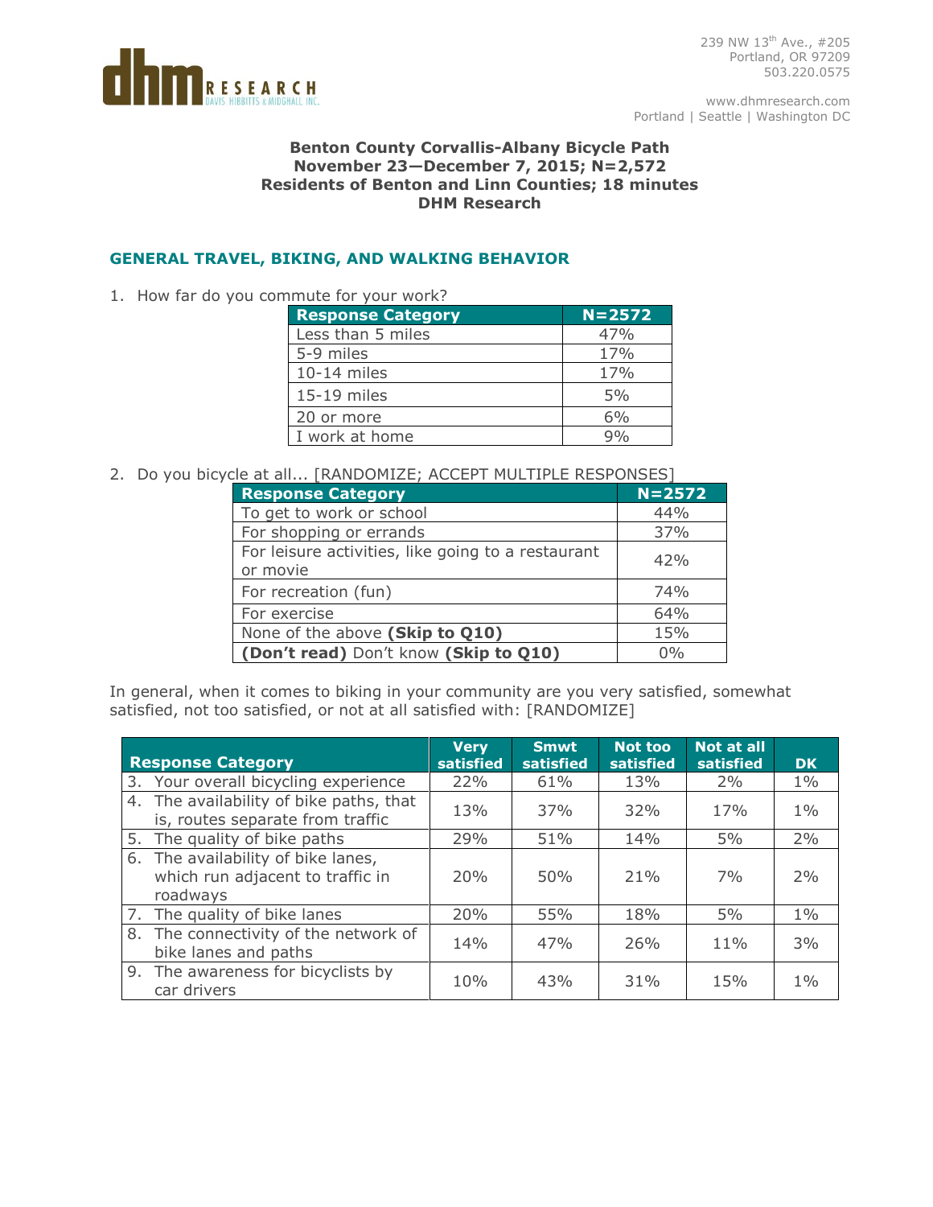239 NW 13th Ave., #205
Portland, OR 97209
503.220.0575

www.dhmresearch.com
Portland | Seattle | Washington DC

**Benton County Corvallis-Albany Bicycle Path**
**November 23—December 7, 2015; N=2,572**
**Residents of Benton and Linn Counties; 18 minutes**
**DHM Research**

## GENERAL TRAVEL, BIKING, AND WALKING BEHAVIOR

1. How far do you commute for your work?

| Response Category | N=2572 |
|---|---|
| Less than 5 miles | 47% |
| 5-9 miles | 17% |
| 10-14 miles | 17% |
| 15-19 miles | 5% |
| 20 or more | 6% |
| I work at home | 9% |

2. Do you bicycle at all... [RANDOMIZE; ACCEPT MULTIPLE RESPONSES]

| Response Category | N=2572 |
|---|---|
| To get to work or school | 44% |
| For shopping or errands | 37% |
| For leisure activities, like going to a restaurant or movie | 42% |
| For recreation (fun) | 74% |
| For exercise | 64% |
| None of the above **(Skip to Q10)** | 15% |
| **(Don't read)** Don't know **(Skip to Q10)** | 0% |

In general, when it comes to biking in your community are you very satisfied, somewhat satisfied, not too satisfied, or not at all satisfied with: [RANDOMIZE]

| Response Category | Very satisfied | Smwt satisfied | Not too satisfied | Not at all satisfied | DK |
|---|---|---|---|---|---|
| 3. Your overall bicycling experience | 22% | 61% | 13% | 2% | 1% |
| 4. The availability of bike paths, that is, routes separate from traffic | 13% | 37% | 32% | 17% | 1% |
| 5. The quality of bike paths | 29% | 51% | 14% | 5% | 2% |
| 6. The availability of bike lanes, which run adjacent to traffic in roadways | 20% | 50% | 21% | 7% | 2% |
| 7. The quality of bike lanes | 20% | 55% | 18% | 5% | 1% |
| 8. The connectivity of the network of bike lanes and paths | 14% | 47% | 26% | 11% | 3% |
| 9. The awareness for bicyclists by car drivers | 10% | 43% | 31% | 15% | 1% |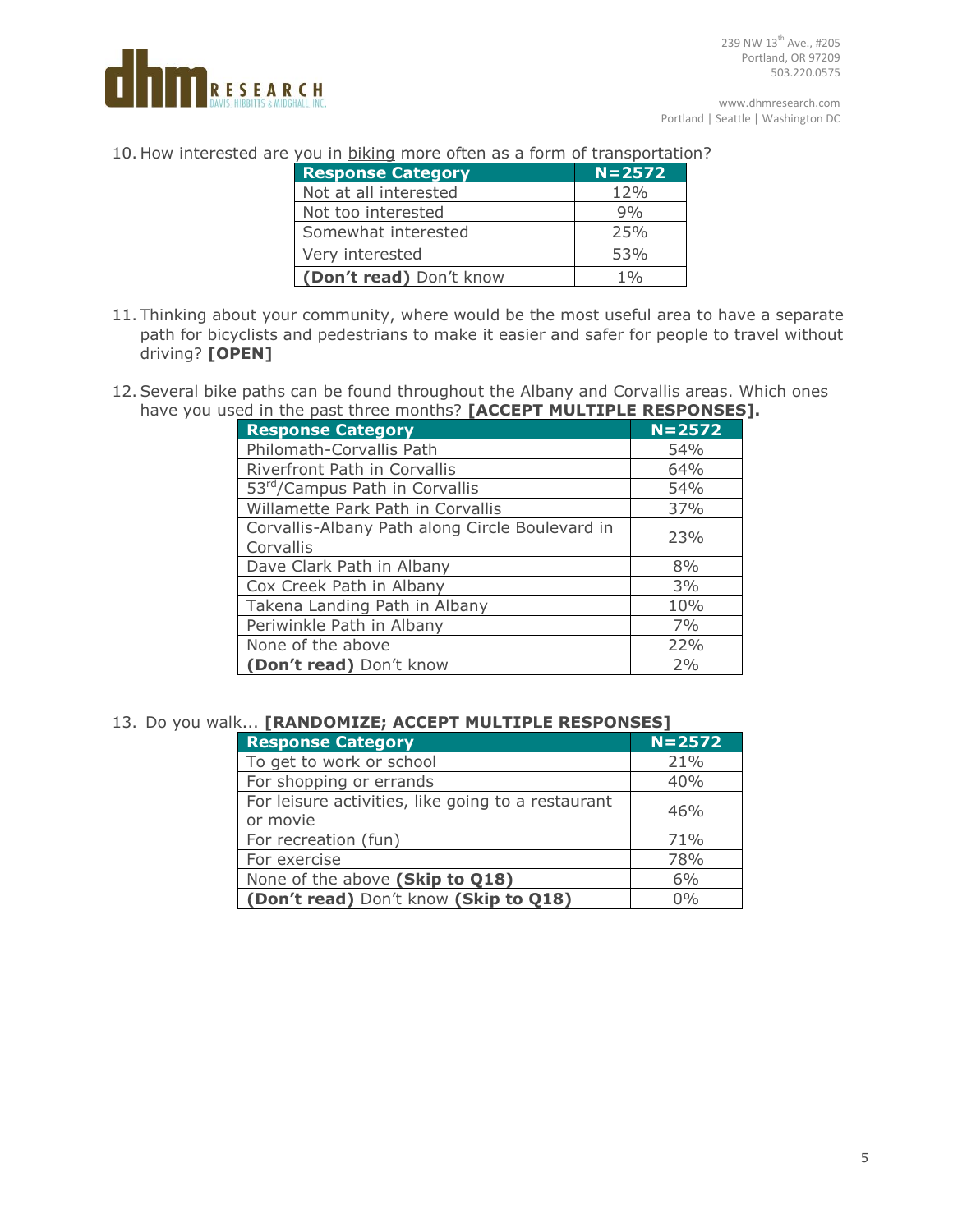10. How interested are you in biking more often as a form of transportation?

| Response Category | N=2572 |
| --- | --- |
| Not at all interested | 12% |
| Not too interested | 9% |
| Somewhat interested | 25% |
| Very interested | 53% |
| **(Don't read)** Don't know | 1% |

11. Thinking about your community, where would be the most useful area to have a separate path for bicyclists and pedestrians to make it easier and safer for people to travel without driving? **[OPEN]**

12. Several bike paths can be found throughout the Albany and Corvallis areas. Which ones have you used in the past three months? **[ACCEPT MULTIPLE RESPONSES].**

| Response Category | N=2572 |
| --- | --- |
| Philomath-Corvallis Path | 54% |
| Riverfront Path in Corvallis | 64% |
| 53rd/Campus Path in Corvallis | 54% |
| Willamette Park Path in Corvallis | 37% |
| Corvallis-Albany Path along Circle Boulevard in Corvallis | 23% |
| Dave Clark Path in Albany | 8% |
| Cox Creek Path in Albany | 3% |
| Takena Landing Path in Albany | 10% |
| Periwinkle Path in Albany | 7% |
| None of the above | 22% |
| **(Don't read)** Don't know | 2% |

13. Do you walk... **[RANDOMIZE; ACCEPT MULTIPLE RESPONSES]**

| Response Category | N=2572 |
| --- | --- |
| To get to work or school | 21% |
| For shopping or errands | 40% |
| For leisure activities, like going to a restaurant or movie | 46% |
| For recreation (fun) | 71% |
| For exercise | 78% |
| None of the above **(Skip to Q18)** | 6% |
| **(Don't read)** Don't know **(Skip to Q18)** | 0% |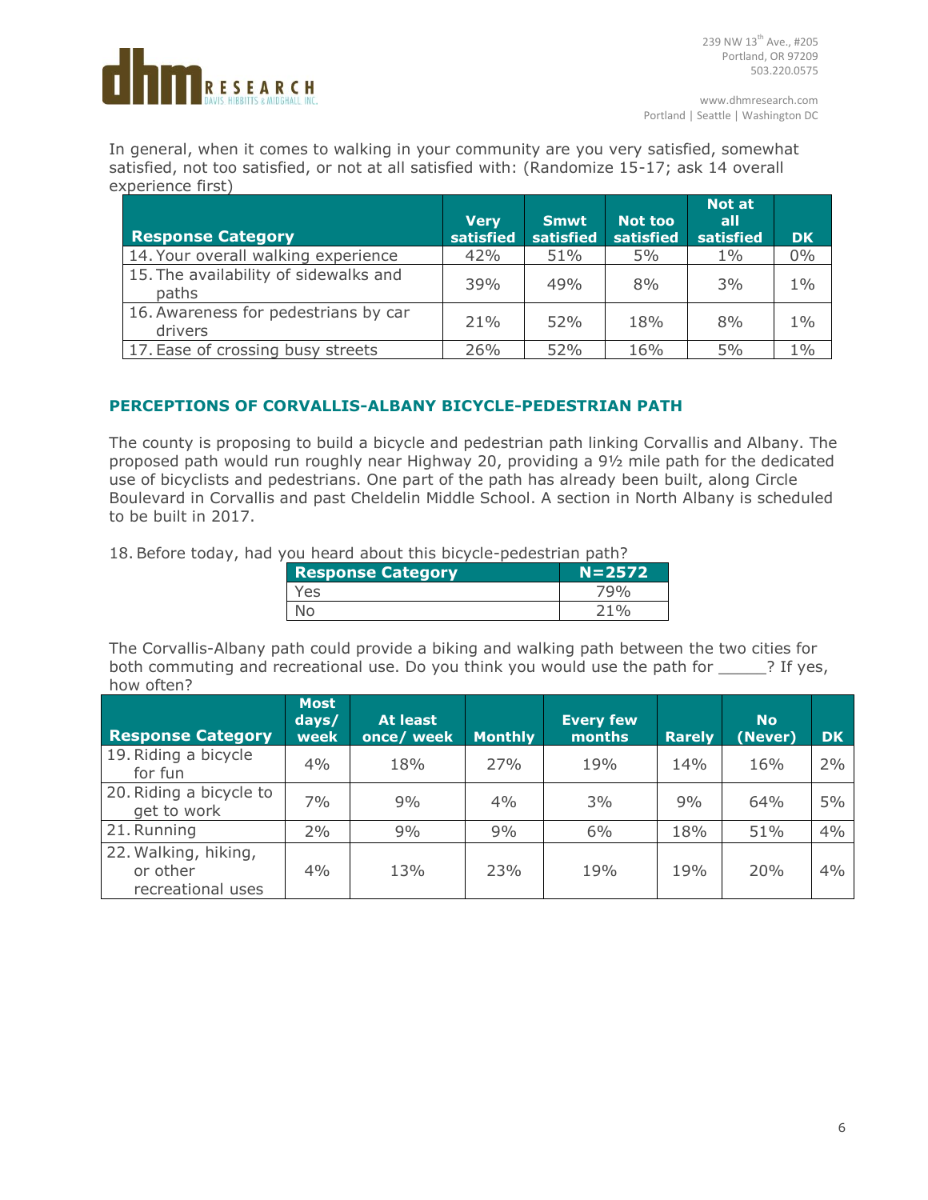In general, when it comes to walking in your community are you very satisfied, somewhat satisfied, not too satisfied, or not at all satisfied with: (Randomize 15-17; ask 14 overall experience first)

| Response Category | Very satisfied | Smwt satisfied | Not too satisfied | Not at all satisfied | DK |
|---|---|---|---|---|---|
| 14. Your overall walking experience | 42% | 51% | 5% | 1% | 0% |
| 15. The availability of sidewalks and paths | 39% | 49% | 8% | 3% | 1% |
| 16. Awareness for pedestrians by car drivers | 21% | 52% | 18% | 8% | 1% |
| 17. Ease of crossing busy streets | 26% | 52% | 16% | 5% | 1% |

## PERCEPTIONS OF CORVALLIS-ALBANY BICYCLE-PEDESTRIAN PATH

The county is proposing to build a bicycle and pedestrian path linking Corvallis and Albany. The proposed path would run roughly near Highway 20, providing a 9½ mile path for the dedicated use of bicyclists and pedestrians. One part of the path has already been built, along Circle Boulevard in Corvallis and past Cheldelin Middle School. A section in North Albany is scheduled to be built in 2017.

18. Before today, had you heard about this bicycle-pedestrian path?

| Response Category | N=2572 |
|---|---|
| Yes | 79% |
| No | 21% |

The Corvallis-Albany path could provide a biking and walking path between the two cities for both commuting and recreational use. Do you think you would use the path for _____? If yes, how often?

| Response Category | Most days/ week | At least once/ week | Monthly | Every few months | Rarely | No (Never) | DK |
|---|---|---|---|---|---|---|---|
| 19. Riding a bicycle for fun | 4% | 18% | 27% | 19% | 14% | 16% | 2% |
| 20. Riding a bicycle to get to work | 7% | 9% | 4% | 3% | 9% | 64% | 5% |
| 21. Running | 2% | 9% | 9% | 6% | 18% | 51% | 4% |
| 22. Walking, hiking, or other recreational uses | 4% | 13% | 23% | 19% | 19% | 20% | 4% |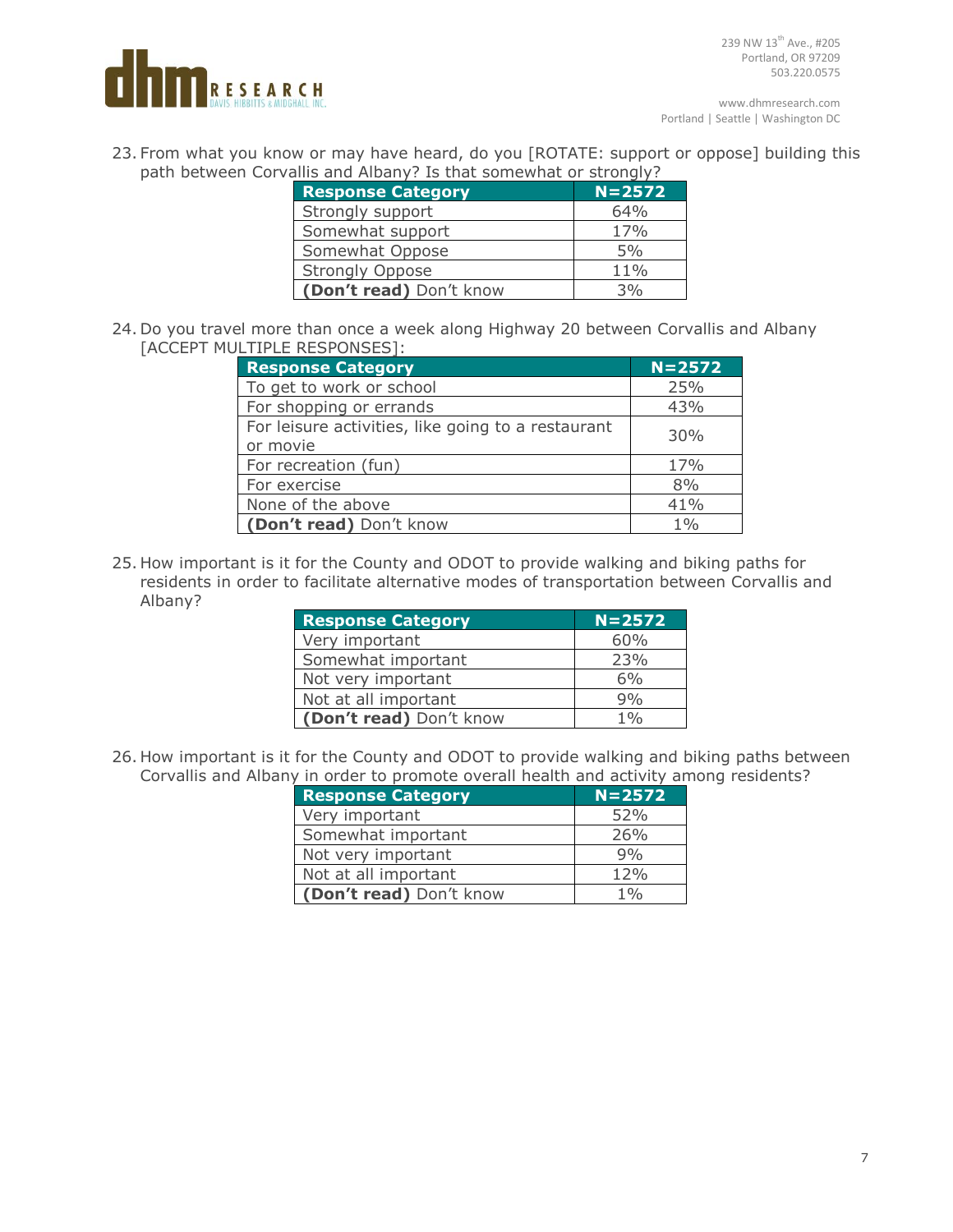23. From what you know or may have heard, do you [ROTATE: support or oppose] building this path between Corvallis and Albany? Is that somewhat or strongly?

| Response Category | N=2572 |
|---|---|
| Strongly support | 64% |
| Somewhat support | 17% |
| Somewhat Oppose | 5% |
| Strongly Oppose | 11% |
| **(Don't read)** Don't know | 3% |

24. Do you travel more than once a week along Highway 20 between Corvallis and Albany [ACCEPT MULTIPLE RESPONSES]:

| Response Category | N=2572 |
|---|---|
| To get to work or school | 25% |
| For shopping or errands | 43% |
| For leisure activities, like going to a restaurant or movie | 30% |
| For recreation (fun) | 17% |
| For exercise | 8% |
| None of the above | 41% |
| **(Don't read)** Don't know | 1% |

25. How important is it for the County and ODOT to provide walking and biking paths for residents in order to facilitate alternative modes of transportation between Corvallis and Albany?

| Response Category | N=2572 |
|---|---|
| Very important | 60% |
| Somewhat important | 23% |
| Not very important | 6% |
| Not at all important | 9% |
| **(Don't read)** Don't know | 1% |

26. How important is it for the County and ODOT to provide walking and biking paths between Corvallis and Albany in order to promote overall health and activity among residents?

| Response Category | N=2572 |
|---|---|
| Very important | 52% |
| Somewhat important | 26% |
| Not very important | 9% |
| Not at all important | 12% |
| **(Don't read)** Don't know | 1% |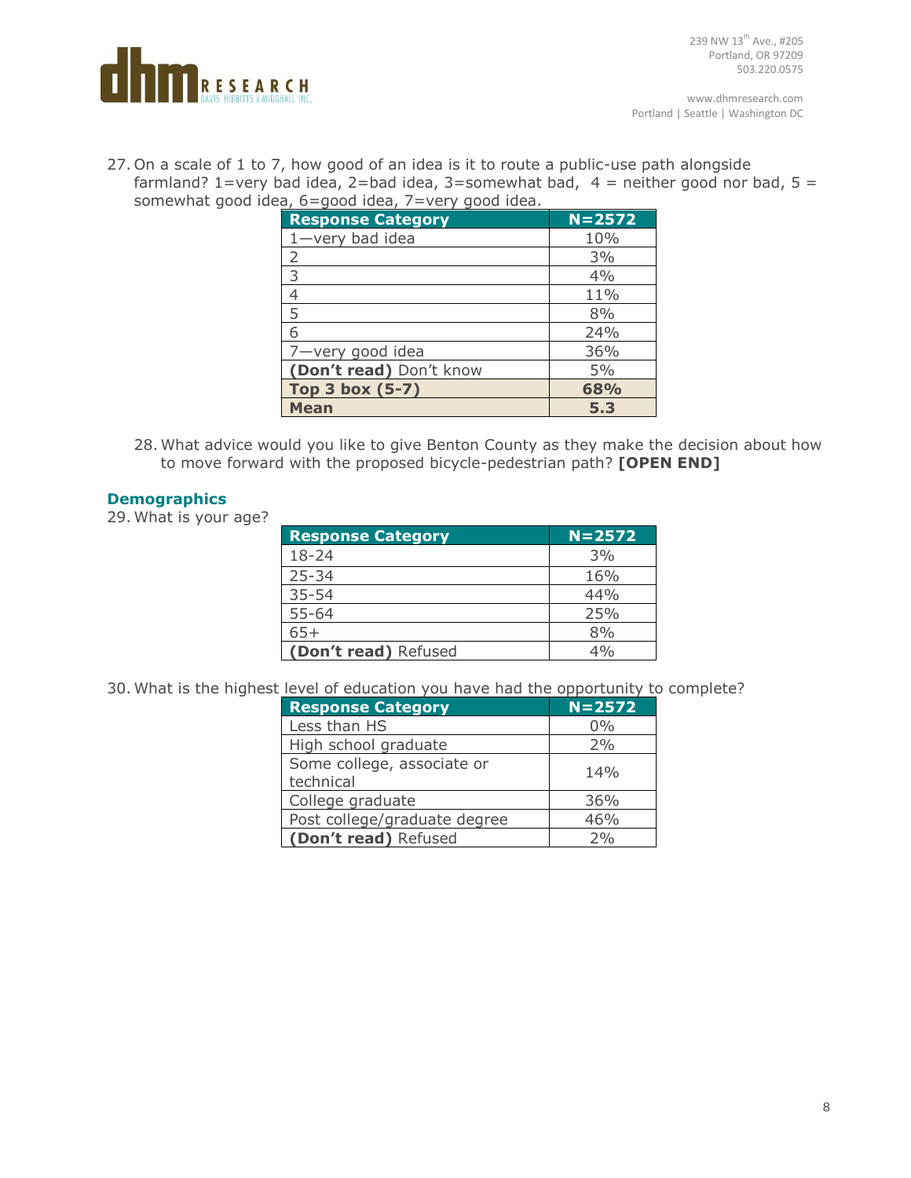27. On a scale of 1 to 7, how good of an idea is it to route a public-use path alongside farmland? 1=very bad idea, 2=bad idea, 3=somewhat bad, 4 = neither good nor bad, 5 = somewhat good idea, 6=good idea, 7=very good idea.

| Response Category | N=2572 |
|---|---|
| 1—very bad idea | 10% |
| 2 | 3% |
| 3 | 4% |
| 4 | 11% |
| 5 | 8% |
| 6 | 24% |
| 7—very good idea | 36% |
| **(Don't read)** Don't know | 5% |
| **Top 3 box (5-7)** | **68%** |
| **Mean** | **5.3** |

28. What advice would you like to give Benton County as they make the decision about how to move forward with the proposed bicycle-pedestrian path? **[OPEN END]**

## Demographics

29. What is your age?

| Response Category | N=2572 |
|---|---|
| 18-24 | 3% |
| 25-34 | 16% |
| 35-54 | 44% |
| 55-64 | 25% |
| 65+ | 8% |
| **(Don't read)** Refused | 4% |

30. What is the highest level of education you have had the opportunity to complete?

| Response Category | N=2572 |
|---|---|
| Less than HS | 0% |
| High school graduate | 2% |
| Some college, associate or technical | 14% |
| College graduate | 36% |
| Post college/graduate degree | 46% |
| **(Don't read)** Refused | 2% |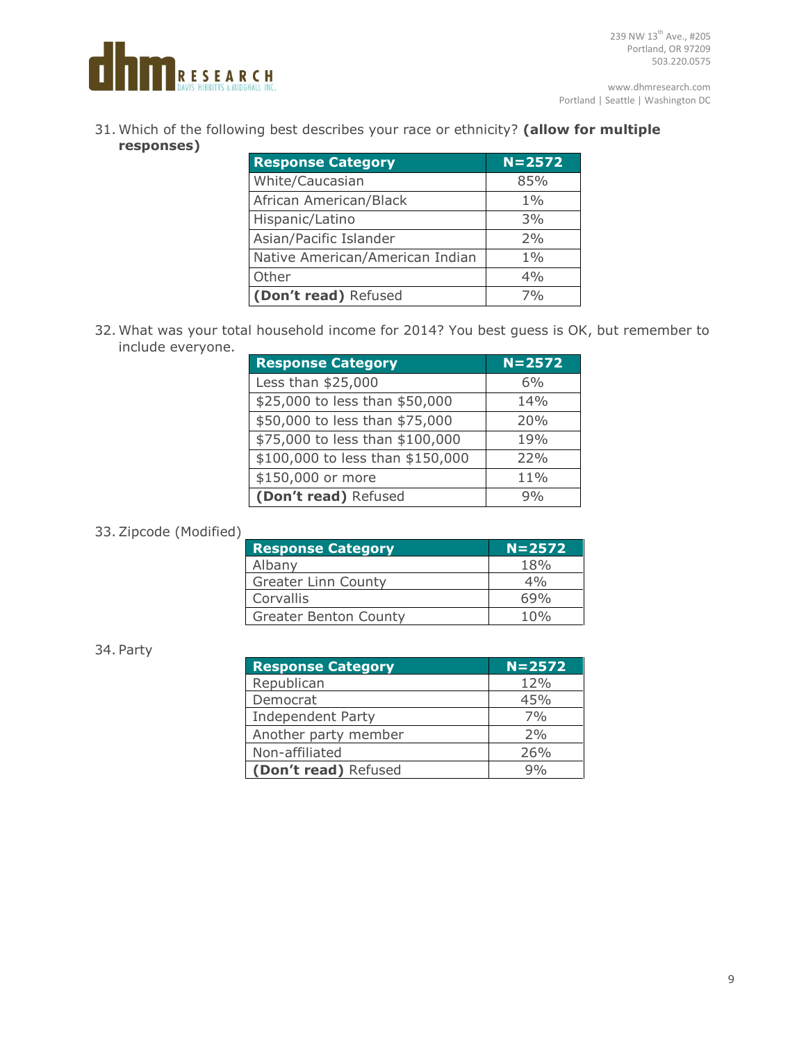31. Which of the following best describes your race or ethnicity? **(allow for multiple responses)**

| Response Category | N=2572 |
|---|---|
| White/Caucasian | 85% |
| African American/Black | 1% |
| Hispanic/Latino | 3% |
| Asian/Pacific Islander | 2% |
| Native American/American Indian | 1% |
| Other | 4% |
| **(Don't read)** Refused | 7% |

32. What was your total household income for 2014? You best guess is OK, but remember to include everyone.

| Response Category | N=2572 |
|---|---|
| Less than $25,000 | 6% |
| $25,000 to less than $50,000 | 14% |
| $50,000 to less than $75,000 | 20% |
| $75,000 to less than $100,000 | 19% |
| $100,000 to less than $150,000 | 22% |
| $150,000 or more | 11% |
| **(Don't read)** Refused | 9% |

33. Zipcode (Modified)

| Response Category | N=2572 |
|---|---|
| Albany | 18% |
| Greater Linn County | 4% |
| Corvallis | 69% |
| Greater Benton County | 10% |

34. Party

| Response Category | N=2572 |
|---|---|
| Republican | 12% |
| Democrat | 45% |
| Independent Party | 7% |
| Another party member | 2% |
| Non-affiliated | 26% |
| **(Don't read)** Refused | 9% |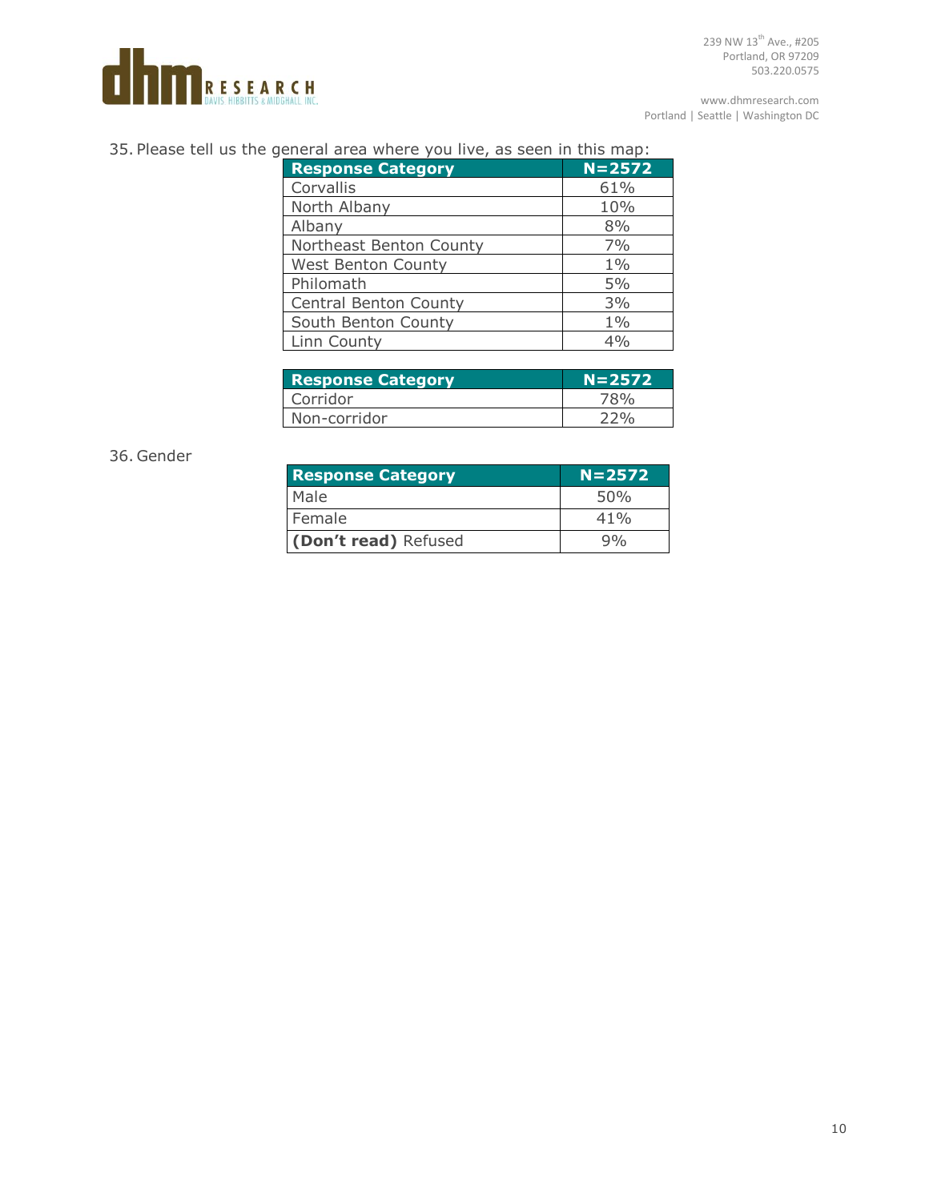35. Please tell us the general area where you live, as seen in this map:

| Response Category | N=2572 |
|---|---|
| Corvallis | 61% |
| North Albany | 10% |
| Albany | 8% |
| Northeast Benton County | 7% |
| West Benton County | 1% |
| Philomath | 5% |
| Central Benton County | 3% |
| South Benton County | 1% |
| Linn County | 4% |

| Response Category | N=2572 |
|---|---|
| Corridor | 78% |
| Non-corridor | 22% |

36. Gender

| Response Category | N=2572 |
|---|---|
| Male | 50% |
| Female | 41% |
| **(Don't read)** Refused | 9% |